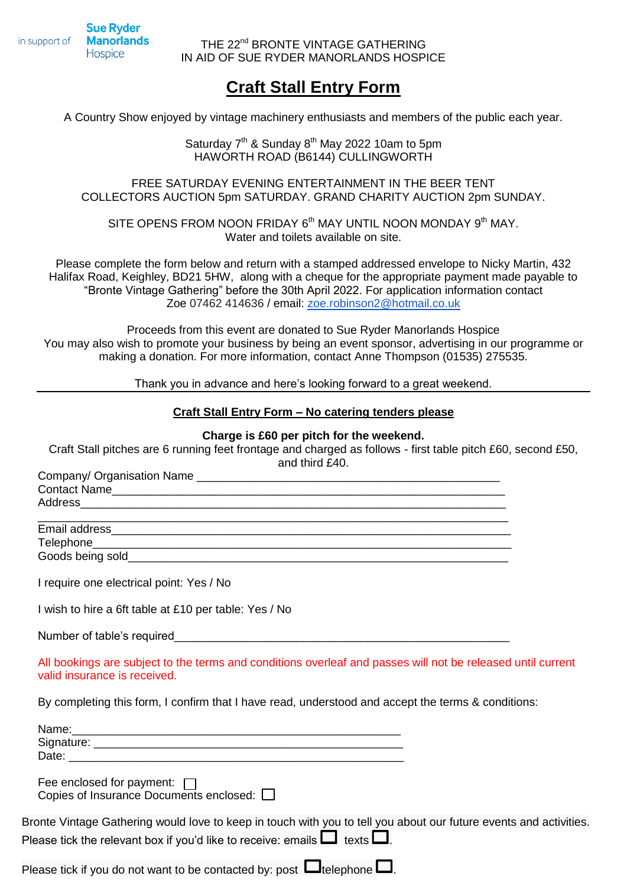in support of **Sue Ryder Manorlands** Hospice

THE 22nd BRONTE VINTAGE GATHERING
IN AID OF SUE RYDER MANORLANDS HOSPICE

# Craft Stall Entry Form

A Country Show enjoyed by vintage machinery enthusiasts and members of the public each year.

Saturday 7th & Sunday 8th May 2022 10am to 5pm
HAWORTH ROAD (B6144) CULLINGWORTH

FREE SATURDAY EVENING ENTERTAINMENT IN THE BEER TENT
COLLECTORS AUCTION 5pm SATURDAY. GRAND CHARITY AUCTION 2pm SUNDAY.

SITE OPENS FROM NOON FRIDAY 6th MAY UNTIL NOON MONDAY 9th MAY.
Water and toilets available on site.

Please complete the form below and return with a stamped addressed envelope to Nicky Martin, 432 Halifax Road, Keighley, BD21 5HW, along with a cheque for the appropriate payment made payable to "Bronte Vintage Gathering" before the 30th April 2022. For application information contact Zoe 07462 414636 / email: zoe.robinson2@hotmail.co.uk

Proceeds from this event are donated to Sue Ryder Manorlands Hospice
You may also wish to promote your business by being an event sponsor, advertising in our programme or making a donation. For more information, contact Anne Thompson (01535) 275535.

Thank you in advance and here's looking forward to a great weekend.

---

## Craft Stall Entry Form – No catering tenders please

**Charge is £60 per pitch for the weekend.**

Craft Stall pitches are 6 running feet frontage and charged as follows - first table pitch £60, second £50, and third £40.

Company/ Organisation Name ______________________________________________
Contact Name____________________________________________________
Address________________________________________________________
_______________________________________________________________
Email address___________________________________________________
Telephone______________________________________________________
Goods being sold________________________________________________

I require one electrical point: Yes / No

I wish to hire a 6ft table at £10 per table: Yes / No

Number of table's required_________________________________________

All bookings are subject to the terms and conditions overleaf and passes will not be released until current valid insurance is received.

By completing this form, I confirm that I have read, understood and accept the terms & conditions:

Name:_____________________________________________
Signature: _________________________________________
Date: _____________________________________________

Fee enclosed for payment: ☐
Copies of Insurance Documents enclosed: ☐

Bronte Vintage Gathering would love to keep in touch with you to tell you about our future events and activities. Please tick the relevant box if you'd like to receive: emails ☐ texts ☐.

Please tick if you do not want to be contacted by: post ☐ telephone ☐.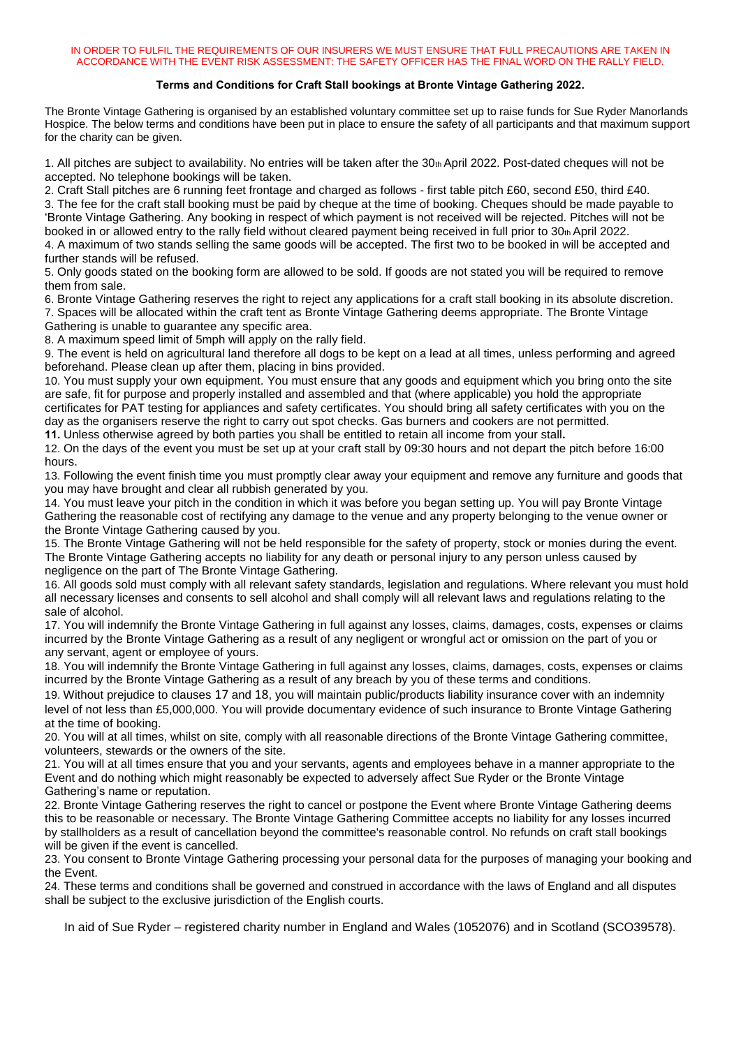IN ORDER TO FULFIL THE REQUIREMENTS OF OUR INSURERS WE MUST ENSURE THAT FULL PRECAUTIONS ARE TAKEN IN ACCORDANCE WITH THE EVENT RISK ASSESSMENT: THE SAFETY OFFICER HAS THE FINAL WORD ON THE RALLY FIELD.

**Terms and Conditions for Craft Stall bookings at Bronte Vintage Gathering 2022.**

The Bronte Vintage Gathering is organised by an established voluntary committee set up to raise funds for Sue Ryder Manorlands Hospice. The below terms and conditions have been put in place to ensure the safety of all participants and that maximum support for the charity can be given.

1. All pitches are subject to availability. No entries will be taken after the 30th April 2022. Post-dated cheques will not be accepted. No telephone bookings will be taken.
2. Craft Stall pitches are 6 running feet frontage and charged as follows - first table pitch £60, second £50, third £40.
3. The fee for the craft stall booking must be paid by cheque at the time of booking. Cheques should be made payable to 'Bronte Vintage Gathering. Any booking in respect of which payment is not received will be rejected. Pitches will not be booked in or allowed entry to the rally field without cleared payment being received in full prior to 30th April 2022.
4. A maximum of two stands selling the same goods will be accepted. The first two to be booked in will be accepted and further stands will be refused.
5. Only goods stated on the booking form are allowed to be sold. If goods are not stated you will be required to remove them from sale.
6. Bronte Vintage Gathering reserves the right to reject any applications for a craft stall booking in its absolute discretion.
7. Spaces will be allocated within the craft tent as Bronte Vintage Gathering deems appropriate. The Bronte Vintage Gathering is unable to guarantee any specific area.
8. A maximum speed limit of 5mph will apply on the rally field.
9. The event is held on agricultural land therefore all dogs to be kept on a lead at all times, unless performing and agreed beforehand. Please clean up after them, placing in bins provided.
10. You must supply your own equipment. You must ensure that any goods and equipment which you bring onto the site are safe, fit for purpose and properly installed and assembled and that (where applicable) you hold the appropriate certificates for PAT testing for appliances and safety certificates. You should bring all safety certificates with you on the day as the organisers reserve the right to carry out spot checks. Gas burners and cookers are not permitted.
11. **Unless otherwise agreed by both parties you shall be entitled to retain all income from your stall.**
12. On the days of the event you must be set up at your craft stall by 09:30 hours and not depart the pitch before 16:00 hours.
13. Following the event finish time you must promptly clear away your equipment and remove any furniture and goods that you may have brought and clear all rubbish generated by you.
14. You must leave your pitch in the condition in which it was before you began setting up. You will pay Bronte Vintage Gathering the reasonable cost of rectifying any damage to the venue and any property belonging to the venue owner or the Bronte Vintage Gathering caused by you.
15. The Bronte Vintage Gathering will not be held responsible for the safety of property, stock or monies during the event. The Bronte Vintage Gathering accepts no liability for any death or personal injury to any person unless caused by negligence on the part of The Bronte Vintage Gathering.
16. All goods sold must comply with all relevant safety standards, legislation and regulations. Where relevant you must hold all necessary licenses and consents to sell alcohol and shall comply will all relevant laws and regulations relating to the sale of alcohol.
17. You will indemnify the Bronte Vintage Gathering in full against any losses, claims, damages, costs, expenses or claims incurred by the Bronte Vintage Gathering as a result of any negligent or wrongful act or omission on the part of you or any servant, agent or employee of yours.
18. You will indemnify the Bronte Vintage Gathering in full against any losses, claims, damages, costs, expenses or claims incurred by the Bronte Vintage Gathering as a result of any breach by you of these terms and conditions.
19. Without prejudice to clauses 17 and 18, you will maintain public/products liability insurance cover with an indemnity level of not less than £5,000,000. You will provide documentary evidence of such insurance to Bronte Vintage Gathering at the time of booking.
20. You will at all times, whilst on site, comply with all reasonable directions of the Bronte Vintage Gathering committee, volunteers, stewards or the owners of the site.
21. You will at all times ensure that you and your servants, agents and employees behave in a manner appropriate to the Event and do nothing which might reasonably be expected to adversely affect Sue Ryder or the Bronte Vintage Gathering's name or reputation.
22. Bronte Vintage Gathering reserves the right to cancel or postpone the Event where Bronte Vintage Gathering deems this to be reasonable or necessary. The Bronte Vintage Gathering Committee accepts no liability for any losses incurred by stallholders as a result of cancellation beyond the committee's reasonable control. No refunds on craft stall bookings will be given if the event is cancelled.
23. You consent to Bronte Vintage Gathering processing your personal data for the purposes of managing your booking and the Event.
24. These terms and conditions shall be governed and construed in accordance with the laws of England and all disputes shall be subject to the exclusive jurisdiction of the English courts.

In aid of Sue Ryder – registered charity number in England and Wales (1052076) and in Scotland (SCO39578).